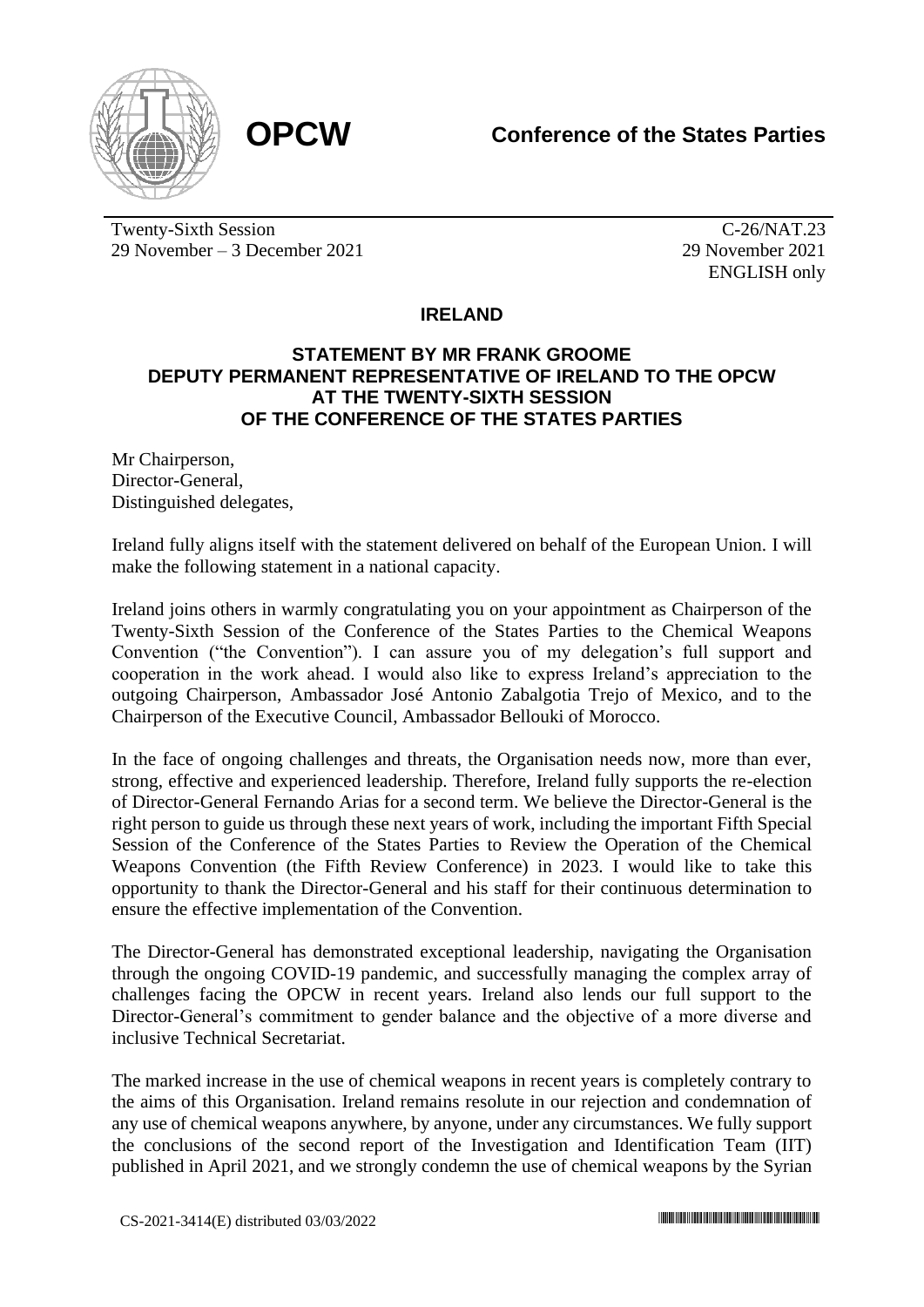**OPCW** **Conference of the States Parties**

Twenty-Sixth Session
29 November – 3 December 2021

C-26/NAT.23
29 November 2021
ENGLISH only

## IRELAND

### STATEMENT BY MR FRANK GROOME DEPUTY PERMANENT REPRESENTATIVE OF IRELAND TO THE OPCW AT THE TWENTY-SIXTH SESSION OF THE CONFERENCE OF THE STATES PARTIES

Mr Chairperson,
Director-General,
Distinguished delegates,

Ireland fully aligns itself with the statement delivered on behalf of the European Union. I will make the following statement in a national capacity.

Ireland joins others in warmly congratulating you on your appointment as Chairperson of the Twenty-Sixth Session of the Conference of the States Parties to the Chemical Weapons Convention ("the Convention"). I can assure you of my delegation's full support and cooperation in the work ahead. I would also like to express Ireland's appreciation to the outgoing Chairperson, Ambassador José Antonio Zabalgotia Trejo of Mexico, and to the Chairperson of the Executive Council, Ambassador Bellouki of Morocco.

In the face of ongoing challenges and threats, the Organisation needs now, more than ever, strong, effective and experienced leadership. Therefore, Ireland fully supports the re-election of Director-General Fernando Arias for a second term. We believe the Director-General is the right person to guide us through these next years of work, including the important Fifth Special Session of the Conference of the States Parties to Review the Operation of the Chemical Weapons Convention (the Fifth Review Conference) in 2023. I would like to take this opportunity to thank the Director-General and his staff for their continuous determination to ensure the effective implementation of the Convention.

The Director-General has demonstrated exceptional leadership, navigating the Organisation through the ongoing COVID-19 pandemic, and successfully managing the complex array of challenges facing the OPCW in recent years. Ireland also lends our full support to the Director-General's commitment to gender balance and the objective of a more diverse and inclusive Technical Secretariat.

The marked increase in the use of chemical weapons in recent years is completely contrary to the aims of this Organisation. Ireland remains resolute in our rejection and condemnation of any use of chemical weapons anywhere, by anyone, under any circumstances. We fully support the conclusions of the second report of the Investigation and Identification Team (IIT) published in April 2021, and we strongly condemn the use of chemical weapons by the Syrian

CS-2021-3414(E) distributed 03/03/2022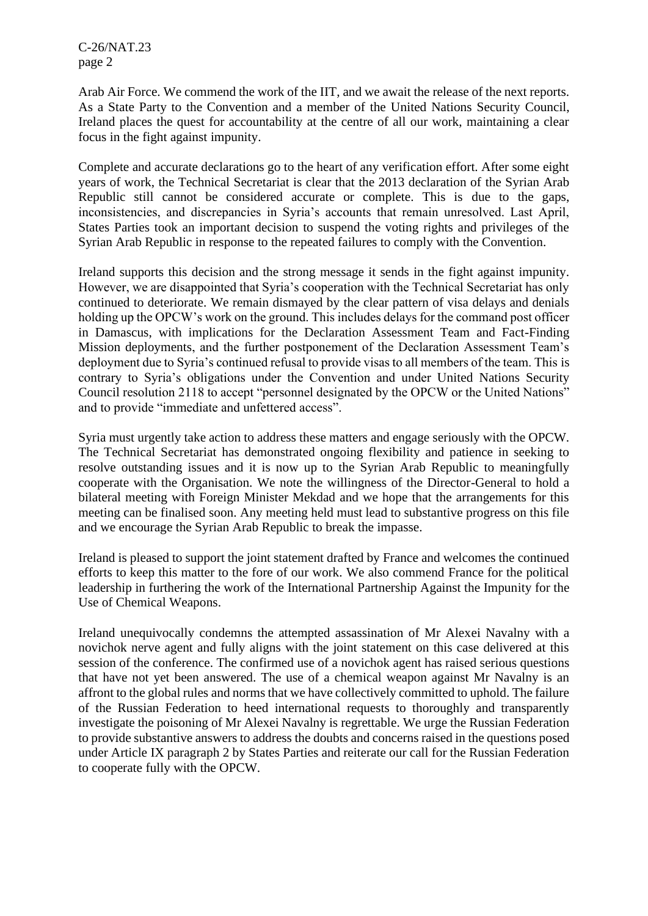Arab Air Force. We commend the work of the IIT, and we await the release of the next reports. As a State Party to the Convention and a member of the United Nations Security Council, Ireland places the quest for accountability at the centre of all our work, maintaining a clear focus in the fight against impunity.

Complete and accurate declarations go to the heart of any verification effort. After some eight years of work, the Technical Secretariat is clear that the 2013 declaration of the Syrian Arab Republic still cannot be considered accurate or complete. This is due to the gaps, inconsistencies, and discrepancies in Syria's accounts that remain unresolved. Last April, States Parties took an important decision to suspend the voting rights and privileges of the Syrian Arab Republic in response to the repeated failures to comply with the Convention.

Ireland supports this decision and the strong message it sends in the fight against impunity. However, we are disappointed that Syria's cooperation with the Technical Secretariat has only continued to deteriorate. We remain dismayed by the clear pattern of visa delays and denials holding up the OPCW's work on the ground. This includes delays for the command post officer in Damascus, with implications for the Declaration Assessment Team and Fact-Finding Mission deployments, and the further postponement of the Declaration Assessment Team's deployment due to Syria's continued refusal to provide visas to all members of the team. This is contrary to Syria's obligations under the Convention and under United Nations Security Council resolution 2118 to accept "personnel designated by the OPCW or the United Nations" and to provide "immediate and unfettered access".

Syria must urgently take action to address these matters and engage seriously with the OPCW. The Technical Secretariat has demonstrated ongoing flexibility and patience in seeking to resolve outstanding issues and it is now up to the Syrian Arab Republic to meaningfully cooperate with the Organisation. We note the willingness of the Director-General to hold a bilateral meeting with Foreign Minister Mekdad and we hope that the arrangements for this meeting can be finalised soon. Any meeting held must lead to substantive progress on this file and we encourage the Syrian Arab Republic to break the impasse.

Ireland is pleased to support the joint statement drafted by France and welcomes the continued efforts to keep this matter to the fore of our work. We also commend France for the political leadership in furthering the work of the International Partnership Against the Impunity for the Use of Chemical Weapons.

Ireland unequivocally condemns the attempted assassination of Mr Alexei Navalny with a novichok nerve agent and fully aligns with the joint statement on this case delivered at this session of the conference. The confirmed use of a novichok agent has raised serious questions that have not yet been answered. The use of a chemical weapon against Mr Navalny is an affront to the global rules and norms that we have collectively committed to uphold. The failure of the Russian Federation to heed international requests to thoroughly and transparently investigate the poisoning of Mr Alexei Navalny is regrettable. We urge the Russian Federation to provide substantive answers to address the doubts and concerns raised in the questions posed under Article IX paragraph 2 by States Parties and reiterate our call for the Russian Federation to cooperate fully with the OPCW.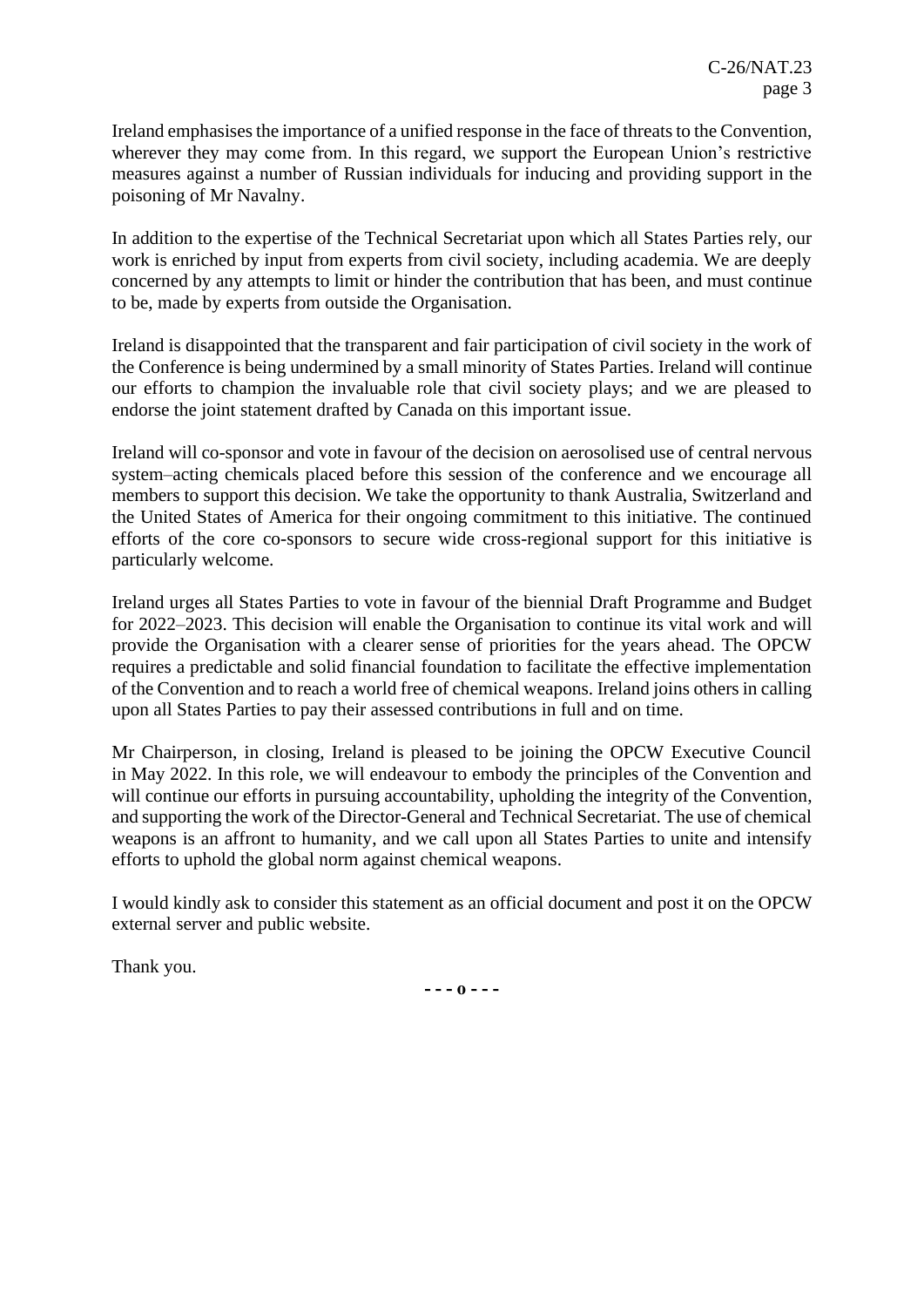Ireland emphasises the importance of a unified response in the face of threats to the Convention, wherever they may come from. In this regard, we support the European Union's restrictive measures against a number of Russian individuals for inducing and providing support in the poisoning of Mr Navalny.

In addition to the expertise of the Technical Secretariat upon which all States Parties rely, our work is enriched by input from experts from civil society, including academia. We are deeply concerned by any attempts to limit or hinder the contribution that has been, and must continue to be, made by experts from outside the Organisation.

Ireland is disappointed that the transparent and fair participation of civil society in the work of the Conference is being undermined by a small minority of States Parties. Ireland will continue our efforts to champion the invaluable role that civil society plays; and we are pleased to endorse the joint statement drafted by Canada on this important issue.

Ireland will co-sponsor and vote in favour of the decision on aerosolised use of central nervous system–acting chemicals placed before this session of the conference and we encourage all members to support this decision. We take the opportunity to thank Australia, Switzerland and the United States of America for their ongoing commitment to this initiative. The continued efforts of the core co-sponsors to secure wide cross-regional support for this initiative is particularly welcome.

Ireland urges all States Parties to vote in favour of the biennial Draft Programme and Budget for 2022–2023. This decision will enable the Organisation to continue its vital work and will provide the Organisation with a clearer sense of priorities for the years ahead. The OPCW requires a predictable and solid financial foundation to facilitate the effective implementation of the Convention and to reach a world free of chemical weapons. Ireland joins others in calling upon all States Parties to pay their assessed contributions in full and on time.

Mr Chairperson, in closing, Ireland is pleased to be joining the OPCW Executive Council in May 2022. In this role, we will endeavour to embody the principles of the Convention and will continue our efforts in pursuing accountability, upholding the integrity of the Convention, and supporting the work of the Director-General and Technical Secretariat. The use of chemical weapons is an affront to humanity, and we call upon all States Parties to unite and intensify efforts to uphold the global norm against chemical weapons.

I would kindly ask to consider this statement as an official document and post it on the OPCW external server and public website.

Thank you.

**- - - o - - -**